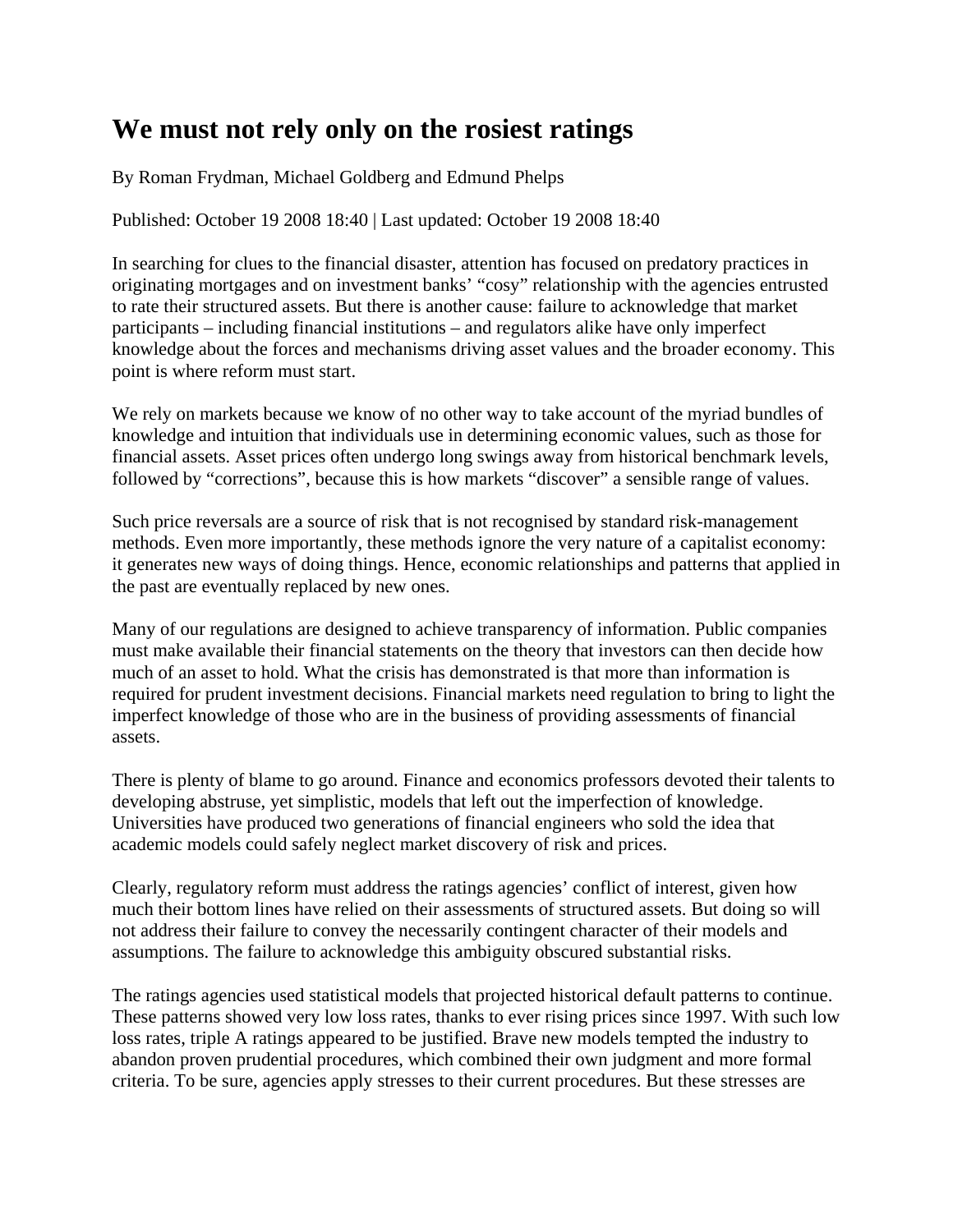# We must not rely only on the rosiest ratings

By Roman Frydman, Michael Goldberg and Edmund Phelps

Published: October 19 2008 18:40 | Last updated: October 19 2008 18:40

In searching for clues to the financial disaster, attention has focused on predatory practices in originating mortgages and on investment banks' "cosy" relationship with the agencies entrusted to rate their structured assets. But there is another cause: failure to acknowledge that market participants – including financial institutions – and regulators alike have only imperfect knowledge about the forces and mechanisms driving asset values and the broader economy. This point is where reform must start.

We rely on markets because we know of no other way to take account of the myriad bundles of knowledge and intuition that individuals use in determining economic values, such as those for financial assets. Asset prices often undergo long swings away from historical benchmark levels, followed by "corrections", because this is how markets "discover" a sensible range of values.

Such price reversals are a source of risk that is not recognised by standard risk-management methods. Even more importantly, these methods ignore the very nature of a capitalist economy: it generates new ways of doing things. Hence, economic relationships and patterns that applied in the past are eventually replaced by new ones.

Many of our regulations are designed to achieve transparency of information. Public companies must make available their financial statements on the theory that investors can then decide how much of an asset to hold. What the crisis has demonstrated is that more than information is required for prudent investment decisions. Financial markets need regulation to bring to light the imperfect knowledge of those who are in the business of providing assessments of financial assets.

There is plenty of blame to go around. Finance and economics professors devoted their talents to developing abstruse, yet simplistic, models that left out the imperfection of knowledge. Universities have produced two generations of financial engineers who sold the idea that academic models could safely neglect market discovery of risk and prices.

Clearly, regulatory reform must address the ratings agencies' conflict of interest, given how much their bottom lines have relied on their assessments of structured assets. But doing so will not address their failure to convey the necessarily contingent character of their models and assumptions. The failure to acknowledge this ambiguity obscured substantial risks.

The ratings agencies used statistical models that projected historical default patterns to continue. These patterns showed very low loss rates, thanks to ever rising prices since 1997. With such low loss rates, triple A ratings appeared to be justified. Brave new models tempted the industry to abandon proven prudential procedures, which combined their own judgment and more formal criteria. To be sure, agencies apply stresses to their current procedures. But these stresses are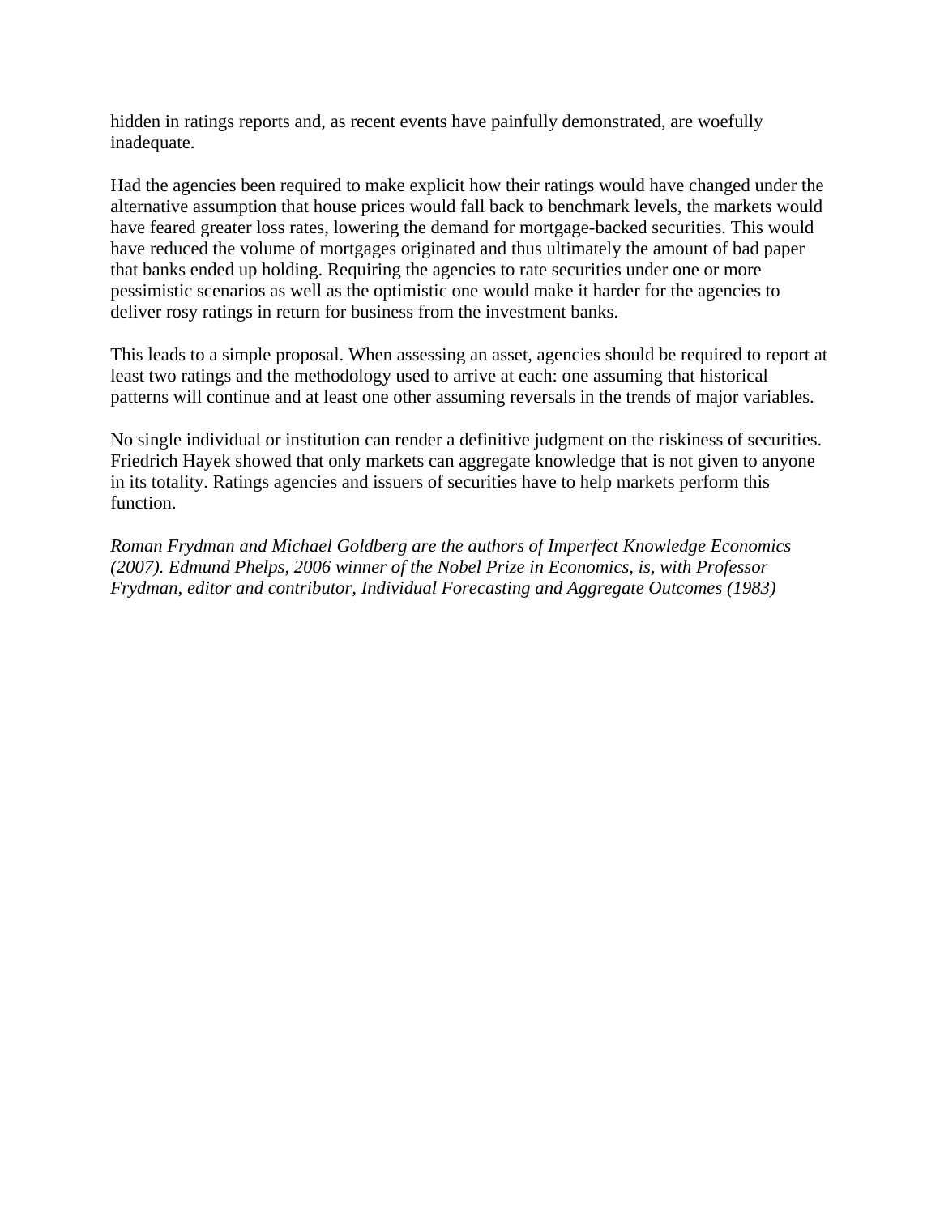hidden in ratings reports and, as recent events have painfully demonstrated, are woefully inadequate.

Had the agencies been required to make explicit how their ratings would have changed under the alternative assumption that house prices would fall back to benchmark levels, the markets would have feared greater loss rates, lowering the demand for mortgage-backed securities. This would have reduced the volume of mortgages originated and thus ultimately the amount of bad paper that banks ended up holding. Requiring the agencies to rate securities under one or more pessimistic scenarios as well as the optimistic one would make it harder for the agencies to deliver rosy ratings in return for business from the investment banks.

This leads to a simple proposal. When assessing an asset, agencies should be required to report at least two ratings and the methodology used to arrive at each: one assuming that historical patterns will continue and at least one other assuming reversals in the trends of major variables.

No single individual or institution can render a definitive judgment on the riskiness of securities. Friedrich Hayek showed that only markets can aggregate knowledge that is not given to anyone in its totality. Ratings agencies and issuers of securities have to help markets perform this function.

*Roman Frydman and Michael Goldberg are the authors of Imperfect Knowledge Economics (2007). Edmund Phelps, 2006 winner of the Nobel Prize in Economics, is, with Professor Frydman, editor and contributor, Individual Forecasting and Aggregate Outcomes (1983)*